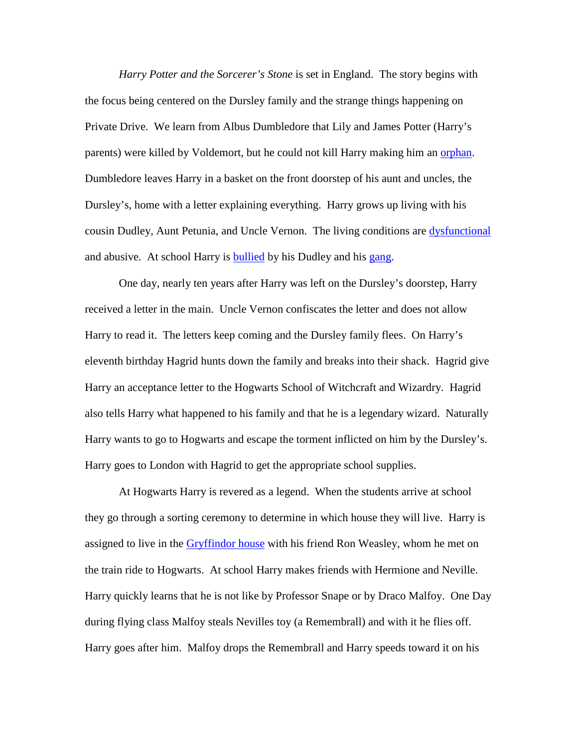*Harry Potter and the Sorcerer's Stone* is set in England. The story begins with the focus being centered on the Dursley family and the strange things happening on Private Drive. We learn from Albus Dumbledore that Lily and James Potter (Harry's parents) were killed by Voldemort, but he could not kill Harry making him an orphan. Dumbledore leaves Harry in a basket on the front doorstep of his aunt and uncles, the Dursley's, home with a letter explaining everything. Harry grows up living with his cousin Dudley, Aunt Petunia, and Uncle Vernon. The living conditions are dysfunctional and abusive. At school Harry is bullied by his Dudley and his gang.

One day, nearly ten years after Harry was left on the Dursley's doorstep, Harry received a letter in the main. Uncle Vernon confiscates the letter and does not allow Harry to read it. The letters keep coming and the Dursley family flees. On Harry's eleventh birthday Hagrid hunts down the family and breaks into their shack. Hagrid give Harry an acceptance letter to the Hogwarts School of Witchcraft and Wizardry. Hagrid also tells Harry what happened to his family and that he is a legendary wizard. Naturally Harry wants to go to Hogwarts and escape the torment inflicted on him by the Dursley's. Harry goes to London with Hagrid to get the appropriate school supplies.

At Hogwarts Harry is revered as a legend. When the students arrive at school they go through a sorting ceremony to determine in which house they will live. Harry is assigned to live in the Gryffindor house with his friend Ron Weasley, whom he met on the train ride to Hogwarts. At school Harry makes friends with Hermione and Neville. Harry quickly learns that he is not like by Professor Snape or by Draco Malfoy. One Day during flying class Malfoy steals Nevilles toy (a Remembrall) and with it he flies off. Harry goes after him. Malfoy drops the Remembrall and Harry speeds toward it on his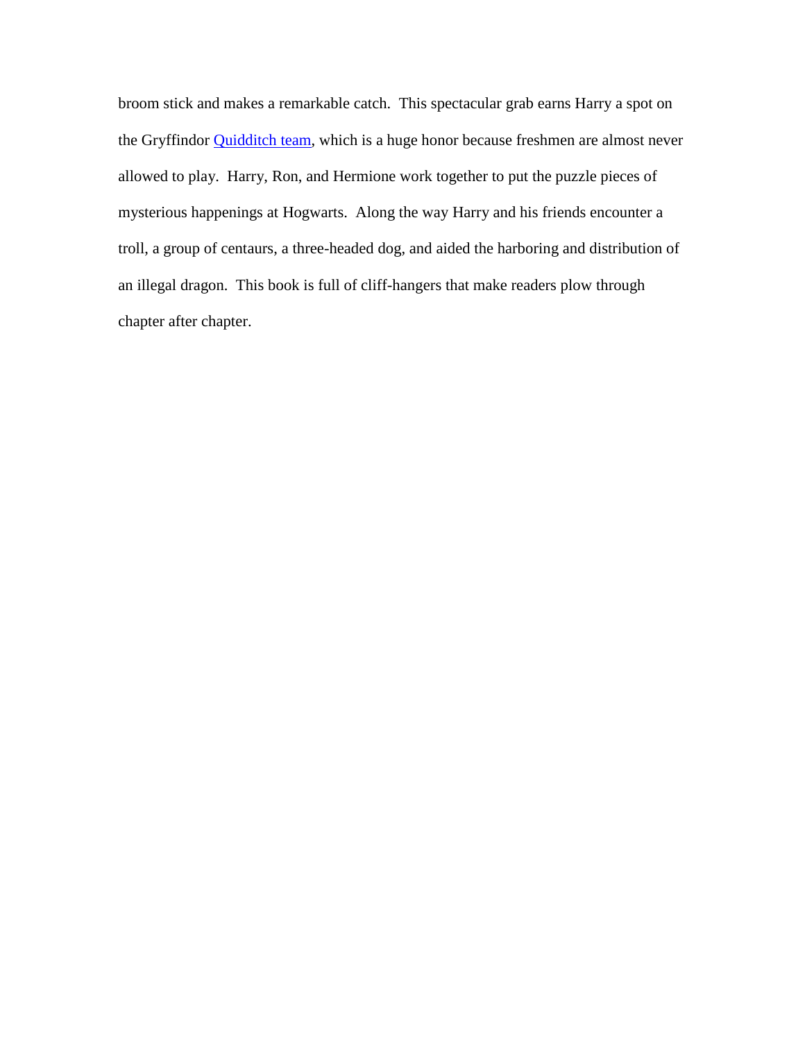broom stick and makes a remarkable catch.  This spectacular grab earns Harry a spot on the Gryffindor Quidditch team, which is a huge honor because freshmen are almost never allowed to play.  Harry, Ron, and Hermione work together to put the puzzle pieces of mysterious happenings at Hogwarts.  Along the way Harry and his friends encounter a troll, a group of centaurs, a three-headed dog, and aided the harboring and distribution of an illegal dragon.  This book is full of cliff-hangers that make readers plow through chapter after chapter.